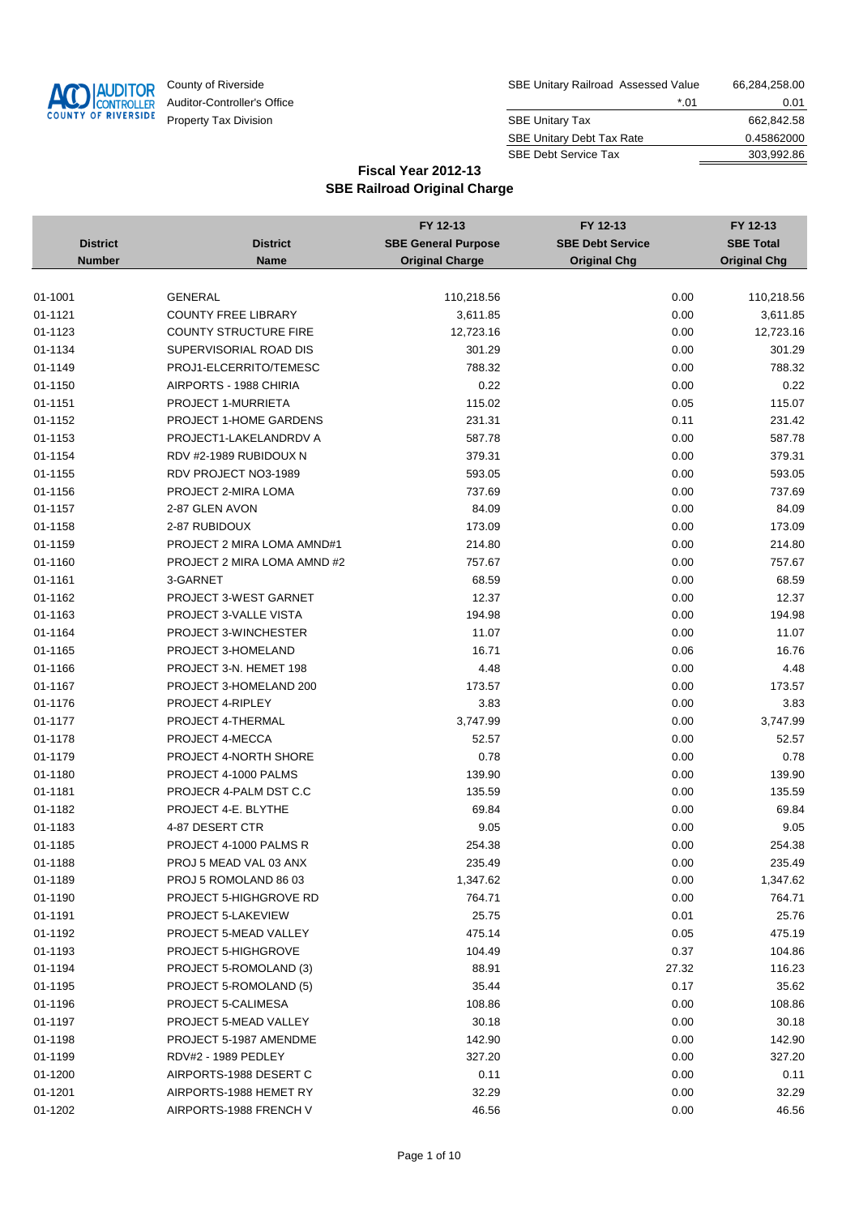County of Riverside
Auditor-Controller's Office
Property Tax Division

| | | |
|---|---|---|
| SBE Unitary Railroad Assessed Value | | 66,284,258.00 |
| | *.01 | 0.01 |
| SBE Unitary Tax | | 662,842.58 |
| SBE Unitary Debt Tax Rate | | 0.45862000 |
| SBE Debt Service Tax | | 303,992.86 |

## Fiscal Year 2012-13
## SBE Railroad Original Charge

| District Number | District Name | FY 12-13 SBE General Purpose Original Charge | FY 12-13 SBE Debt Service Original Chg | FY 12-13 SBE Total Original Chg |
|---|---|---|---|---|
| 01-1001 | GENERAL | 110,218.56 | 0.00 | 110,218.56 |
| 01-1121 | COUNTY FREE LIBRARY | 3,611.85 | 0.00 | 3,611.85 |
| 01-1123 | COUNTY STRUCTURE FIRE | 12,723.16 | 0.00 | 12,723.16 |
| 01-1134 | SUPERVISORIAL ROAD DIS | 301.29 | 0.00 | 301.29 |
| 01-1149 | PROJ1-ELCERRITO/TEMESC | 788.32 | 0.00 | 788.32 |
| 01-1150 | AIRPORTS - 1988 CHIRIA | 0.22 | 0.00 | 0.22 |
| 01-1151 | PROJECT 1-MURRIETA | 115.02 | 0.05 | 115.07 |
| 01-1152 | PROJECT 1-HOME GARDENS | 231.31 | 0.11 | 231.42 |
| 01-1153 | PROJECT1-LAKELANDRDV A | 587.78 | 0.00 | 587.78 |
| 01-1154 | RDV #2-1989 RUBIDOUX N | 379.31 | 0.00 | 379.31 |
| 01-1155 | RDV PROJECT NO3-1989 | 593.05 | 0.00 | 593.05 |
| 01-1156 | PROJECT 2-MIRA LOMA | 737.69 | 0.00 | 737.69 |
| 01-1157 | 2-87 GLEN AVON | 84.09 | 0.00 | 84.09 |
| 01-1158 | 2-87 RUBIDOUX | 173.09 | 0.00 | 173.09 |
| 01-1159 | PROJECT 2 MIRA LOMA AMND#1 | 214.80 | 0.00 | 214.80 |
| 01-1160 | PROJECT 2 MIRA LOMA AMND #2 | 757.67 | 0.00 | 757.67 |
| 01-1161 | 3-GARNET | 68.59 | 0.00 | 68.59 |
| 01-1162 | PROJECT 3-WEST GARNET | 12.37 | 0.00 | 12.37 |
| 01-1163 | PROJECT 3-VALLE VISTA | 194.98 | 0.00 | 194.98 |
| 01-1164 | PROJECT 3-WINCHESTER | 11.07 | 0.00 | 11.07 |
| 01-1165 | PROJECT 3-HOMELAND | 16.71 | 0.06 | 16.76 |
| 01-1166 | PROJECT 3-N. HEMET 198 | 4.48 | 0.00 | 4.48 |
| 01-1167 | PROJECT 3-HOMELAND 200 | 173.57 | 0.00 | 173.57 |
| 01-1176 | PROJECT 4-RIPLEY | 3.83 | 0.00 | 3.83 |
| 01-1177 | PROJECT 4-THERMAL | 3,747.99 | 0.00 | 3,747.99 |
| 01-1178 | PROJECT 4-MECCA | 52.57 | 0.00 | 52.57 |
| 01-1179 | PROJECT 4-NORTH SHORE | 0.78 | 0.00 | 0.78 |
| 01-1180 | PROJECT 4-1000 PALMS | 139.90 | 0.00 | 139.90 |
| 01-1181 | PROJECR 4-PALM DST C.C | 135.59 | 0.00 | 135.59 |
| 01-1182 | PROJECT 4-E. BLYTHE | 69.84 | 0.00 | 69.84 |
| 01-1183 | 4-87 DESERT CTR | 9.05 | 0.00 | 9.05 |
| 01-1185 | PROJECT 4-1000 PALMS R | 254.38 | 0.00 | 254.38 |
| 01-1188 | PROJ 5 MEAD VAL 03 ANX | 235.49 | 0.00 | 235.49 |
| 01-1189 | PROJ 5 ROMOLAND 86 03 | 1,347.62 | 0.00 | 1,347.62 |
| 01-1190 | PROJECT 5-HIGHGROVE RD | 764.71 | 0.00 | 764.71 |
| 01-1191 | PROJECT 5-LAKEVIEW | 25.75 | 0.01 | 25.76 |
| 01-1192 | PROJECT 5-MEAD VALLEY | 475.14 | 0.05 | 475.19 |
| 01-1193 | PROJECT 5-HIGHGROVE | 104.49 | 0.37 | 104.86 |
| 01-1194 | PROJECT 5-ROMOLAND (3) | 88.91 | 27.32 | 116.23 |
| 01-1195 | PROJECT 5-ROMOLAND (5) | 35.44 | 0.17 | 35.62 |
| 01-1196 | PROJECT 5-CALIMESA | 108.86 | 0.00 | 108.86 |
| 01-1197 | PROJECT 5-MEAD VALLEY | 30.18 | 0.00 | 30.18 |
| 01-1198 | PROJECT 5-1987 AMENDME | 142.90 | 0.00 | 142.90 |
| 01-1199 | RDV#2 - 1989 PEDLEY | 327.20 | 0.00 | 327.20 |
| 01-1200 | AIRPORTS-1988 DESERT C | 0.11 | 0.00 | 0.11 |
| 01-1201 | AIRPORTS-1988 HEMET RY | 32.29 | 0.00 | 32.29 |
| 01-1202 | AIRPORTS-1988 FRENCH V | 46.56 | 0.00 | 46.56 |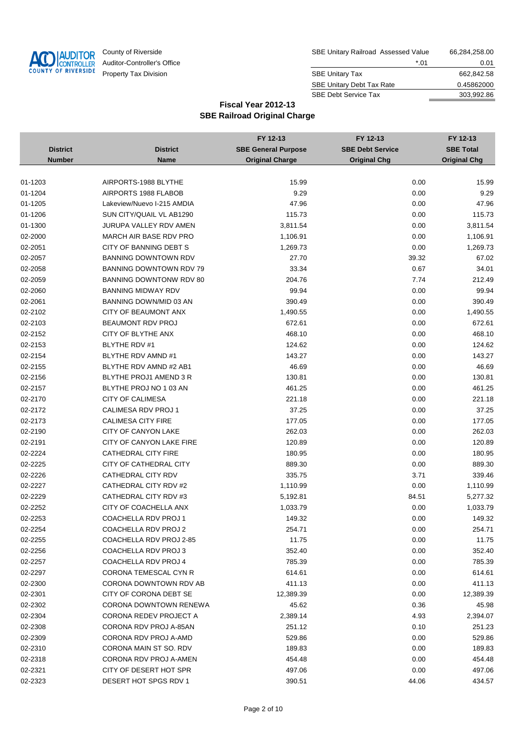County of Riverside
Auditor-Controller's Office
Property Tax Division

| | |
|---|---:|
| SBE Unitary Railroad Assessed Value | 66,284,258.00 |
| *.01 | 0.01 |
| SBE Unitary Tax | 662,842.58 |
| SBE Unitary Debt Tax Rate | 0.45862000 |
| SBE Debt Service Tax | 303,992.86 |

## Fiscal Year 2012-13
## SBE Railroad Original Charge

| District Number | District Name | FY 12-13 SBE General Purpose Original Charge | FY 12-13 SBE Debt Service Original Chg | FY 12-13 SBE Total Original Chg |
|---|---|---:|---:|---:|
| 01-1203 | AIRPORTS-1988 BLYTHE | 15.99 | 0.00 | 15.99 |
| 01-1204 | AIRPORTS 1988 FLABOB | 9.29 | 0.00 | 9.29 |
| 01-1205 | Lakeview/Nuevo I-215 AMDIA | 47.96 | 0.00 | 47.96 |
| 01-1206 | SUN CITY/QUAIL VL AB1290 | 115.73 | 0.00 | 115.73 |
| 01-1300 | JURUPA VALLEY RDV AMEN | 3,811.54 | 0.00 | 3,811.54 |
| 02-2000 | MARCH AIR BASE RDV PRO | 1,106.91 | 0.00 | 1,106.91 |
| 02-2051 | CITY OF BANNING DEBT S | 1,269.73 | 0.00 | 1,269.73 |
| 02-2057 | BANNING DOWNTOWN RDV | 27.70 | 39.32 | 67.02 |
| 02-2058 | BANNING DOWNTOWN RDV 79 | 33.34 | 0.67 | 34.01 |
| 02-2059 | BANNING DOWNTONW RDV 80 | 204.76 | 7.74 | 212.49 |
| 02-2060 | BANNING MIDWAY RDV | 99.94 | 0.00 | 99.94 |
| 02-2061 | BANNING DOWN/MID 03 AN | 390.49 | 0.00 | 390.49 |
| 02-2102 | CITY OF BEAUMONT ANX | 1,490.55 | 0.00 | 1,490.55 |
| 02-2103 | BEAUMONT RDV PROJ | 672.61 | 0.00 | 672.61 |
| 02-2152 | CITY OF BLYTHE ANX | 468.10 | 0.00 | 468.10 |
| 02-2153 | BLYTHE RDV #1 | 124.62 | 0.00 | 124.62 |
| 02-2154 | BLYTHE RDV AMND #1 | 143.27 | 0.00 | 143.27 |
| 02-2155 | BLYTHE RDV AMND #2 AB1 | 46.69 | 0.00 | 46.69 |
| 02-2156 | BLYTHE PROJ1 AMEND 3 R | 130.81 | 0.00 | 130.81 |
| 02-2157 | BLYTHE PROJ NO 1 03 AN | 461.25 | 0.00 | 461.25 |
| 02-2170 | CITY OF CALIMESA | 221.18 | 0.00 | 221.18 |
| 02-2172 | CALIMESA RDV PROJ 1 | 37.25 | 0.00 | 37.25 |
| 02-2173 | CALIMESA CITY FIRE | 177.05 | 0.00 | 177.05 |
| 02-2190 | CITY OF CANYON LAKE | 262.03 | 0.00 | 262.03 |
| 02-2191 | CITY OF CANYON LAKE FIRE | 120.89 | 0.00 | 120.89 |
| 02-2224 | CATHEDRAL CITY FIRE | 180.95 | 0.00 | 180.95 |
| 02-2225 | CITY OF CATHEDRAL CITY | 889.30 | 0.00 | 889.30 |
| 02-2226 | CATHEDRAL CITY RDV | 335.75 | 3.71 | 339.46 |
| 02-2227 | CATHEDRAL CITY RDV #2 | 1,110.99 | 0.00 | 1,110.99 |
| 02-2229 | CATHEDRAL CITY RDV #3 | 5,192.81 | 84.51 | 5,277.32 |
| 02-2252 | CITY OF COACHELLA ANX | 1,033.79 | 0.00 | 1,033.79 |
| 02-2253 | COACHELLA RDV PROJ 1 | 149.32 | 0.00 | 149.32 |
| 02-2254 | COACHELLA RDV PROJ 2 | 254.71 | 0.00 | 254.71 |
| 02-2255 | COACHELLA RDV PROJ 2-85 | 11.75 | 0.00 | 11.75 |
| 02-2256 | COACHELLA RDV PROJ 3 | 352.40 | 0.00 | 352.40 |
| 02-2257 | COACHELLA RDV PROJ 4 | 785.39 | 0.00 | 785.39 |
| 02-2297 | CORONA TEMESCAL CYN R | 614.61 | 0.00 | 614.61 |
| 02-2300 | CORONA DOWNTOWN RDV AB | 411.13 | 0.00 | 411.13 |
| 02-2301 | CITY OF CORONA DEBT SE | 12,389.39 | 0.00 | 12,389.39 |
| 02-2302 | CORONA DOWNTOWN RENEWA | 45.62 | 0.36 | 45.98 |
| 02-2304 | CORONA REDEV PROJECT A | 2,389.14 | 4.93 | 2,394.07 |
| 02-2308 | CORONA RDV PROJ A-85AN | 251.12 | 0.10 | 251.23 |
| 02-2309 | CORONA RDV PROJ A-AMD | 529.86 | 0.00 | 529.86 |
| 02-2310 | CORONA MAIN ST SO. RDV | 189.83 | 0.00 | 189.83 |
| 02-2318 | CORONA RDV PROJ A-AMEN | 454.48 | 0.00 | 454.48 |
| 02-2321 | CITY OF DESERT HOT SPR | 497.06 | 0.00 | 497.06 |
| 02-2323 | DESERT HOT SPGS RDV 1 | 390.51 | 44.06 | 434.57 |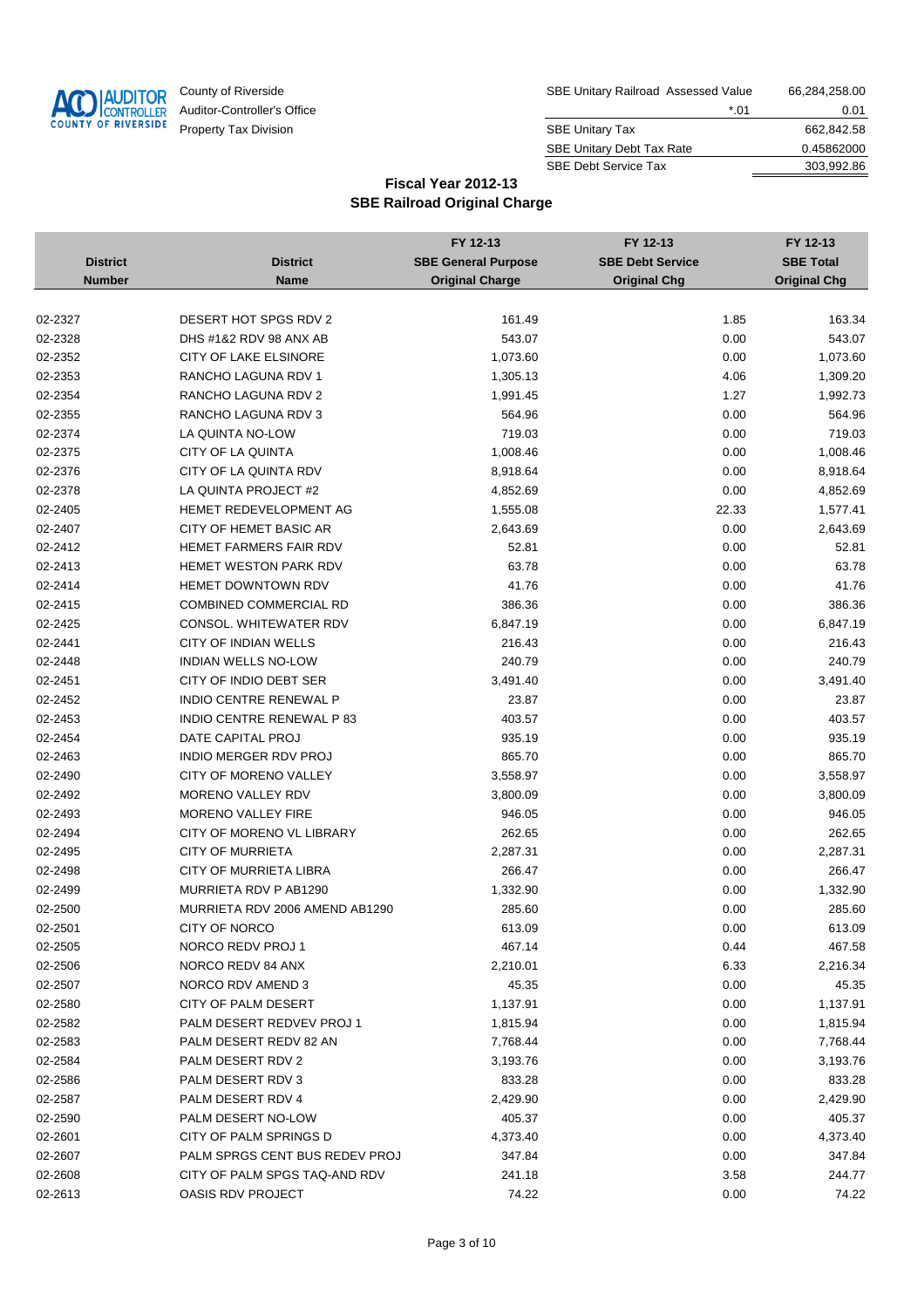County of Riverside
Auditor-Controller's Office
Property Tax Division

| | | |
|---|---|---|
| SBE Unitary Railroad Assessed Value | | 66,284,258.00 |
| | *.01 | 0.01 |
| SBE Unitary Tax | | 662,842.58 |
| SBE Unitary Debt Tax Rate | | 0.45862000 |
| SBE Debt Service Tax | | 303,992.86 |

## Fiscal Year 2012-13
## SBE Railroad Original Charge

| District Number | District Name | FY 12-13 SBE General Purpose Original Charge | FY 12-13 SBE Debt Service Original Chg | FY 12-13 SBE Total Original Chg |
|---|---|---|---|---|
| 02-2327 | DESERT HOT SPGS RDV 2 | 161.49 | 1.85 | 163.34 |
| 02-2328 | DHS #1&2 RDV 98 ANX AB | 543.07 | 0.00 | 543.07 |
| 02-2352 | CITY OF LAKE ELSINORE | 1,073.60 | 0.00 | 1,073.60 |
| 02-2353 | RANCHO LAGUNA RDV 1 | 1,305.13 | 4.06 | 1,309.20 |
| 02-2354 | RANCHO LAGUNA RDV 2 | 1,991.45 | 1.27 | 1,992.73 |
| 02-2355 | RANCHO LAGUNA RDV 3 | 564.96 | 0.00 | 564.96 |
| 02-2374 | LA QUINTA NO-LOW | 719.03 | 0.00 | 719.03 |
| 02-2375 | CITY OF LA QUINTA | 1,008.46 | 0.00 | 1,008.46 |
| 02-2376 | CITY OF LA QUINTA RDV | 8,918.64 | 0.00 | 8,918.64 |
| 02-2378 | LA QUINTA PROJECT #2 | 4,852.69 | 0.00 | 4,852.69 |
| 02-2405 | HEMET REDEVELOPMENT AG | 1,555.08 | 22.33 | 1,577.41 |
| 02-2407 | CITY OF HEMET BASIC AR | 2,643.69 | 0.00 | 2,643.69 |
| 02-2412 | HEMET FARMERS FAIR RDV | 52.81 | 0.00 | 52.81 |
| 02-2413 | HEMET WESTON PARK RDV | 63.78 | 0.00 | 63.78 |
| 02-2414 | HEMET DOWNTOWN RDV | 41.76 | 0.00 | 41.76 |
| 02-2415 | COMBINED COMMERCIAL RD | 386.36 | 0.00 | 386.36 |
| 02-2425 | CONSOL. WHITEWATER RDV | 6,847.19 | 0.00 | 6,847.19 |
| 02-2441 | CITY OF INDIAN WELLS | 216.43 | 0.00 | 216.43 |
| 02-2448 | INDIAN WELLS NO-LOW | 240.79 | 0.00 | 240.79 |
| 02-2451 | CITY OF INDIO DEBT SER | 3,491.40 | 0.00 | 3,491.40 |
| 02-2452 | INDIO CENTRE RENEWAL P | 23.87 | 0.00 | 23.87 |
| 02-2453 | INDIO CENTRE RENEWAL P 83 | 403.57 | 0.00 | 403.57 |
| 02-2454 | DATE CAPITAL PROJ | 935.19 | 0.00 | 935.19 |
| 02-2463 | INDIO MERGER RDV PROJ | 865.70 | 0.00 | 865.70 |
| 02-2490 | CITY OF MORENO VALLEY | 3,558.97 | 0.00 | 3,558.97 |
| 02-2492 | MORENO VALLEY RDV | 3,800.09 | 0.00 | 3,800.09 |
| 02-2493 | MORENO VALLEY FIRE | 946.05 | 0.00 | 946.05 |
| 02-2494 | CITY OF MORENO VL LIBRARY | 262.65 | 0.00 | 262.65 |
| 02-2495 | CITY OF MURRIETA | 2,287.31 | 0.00 | 2,287.31 |
| 02-2498 | CITY OF MURRIETA LIBRA | 266.47 | 0.00 | 266.47 |
| 02-2499 | MURRIETA RDV P AB1290 | 1,332.90 | 0.00 | 1,332.90 |
| 02-2500 | MURRIETA RDV 2006 AMEND AB1290 | 285.60 | 0.00 | 285.60 |
| 02-2501 | CITY OF NORCO | 613.09 | 0.00 | 613.09 |
| 02-2505 | NORCO REDV PROJ 1 | 467.14 | 0.44 | 467.58 |
| 02-2506 | NORCO REDV 84 ANX | 2,210.01 | 6.33 | 2,216.34 |
| 02-2507 | NORCO RDV AMEND 3 | 45.35 | 0.00 | 45.35 |
| 02-2580 | CITY OF PALM DESERT | 1,137.91 | 0.00 | 1,137.91 |
| 02-2582 | PALM DESERT REDVEV PROJ 1 | 1,815.94 | 0.00 | 1,815.94 |
| 02-2583 | PALM DESERT REDV 82 AN | 7,768.44 | 0.00 | 7,768.44 |
| 02-2584 | PALM DESERT RDV 2 | 3,193.76 | 0.00 | 3,193.76 |
| 02-2586 | PALM DESERT RDV 3 | 833.28 | 0.00 | 833.28 |
| 02-2587 | PALM DESERT RDV 4 | 2,429.90 | 0.00 | 2,429.90 |
| 02-2590 | PALM DESERT NO-LOW | 405.37 | 0.00 | 405.37 |
| 02-2601 | CITY OF PALM SPRINGS D | 4,373.40 | 0.00 | 4,373.40 |
| 02-2607 | PALM SPRGS CENT BUS REDEV PROJ | 347.84 | 0.00 | 347.84 |
| 02-2608 | CITY OF PALM SPGS TAQ-AND RDV | 241.18 | 3.58 | 244.77 |
| 02-2613 | OASIS RDV PROJECT | 74.22 | 0.00 | 74.22 |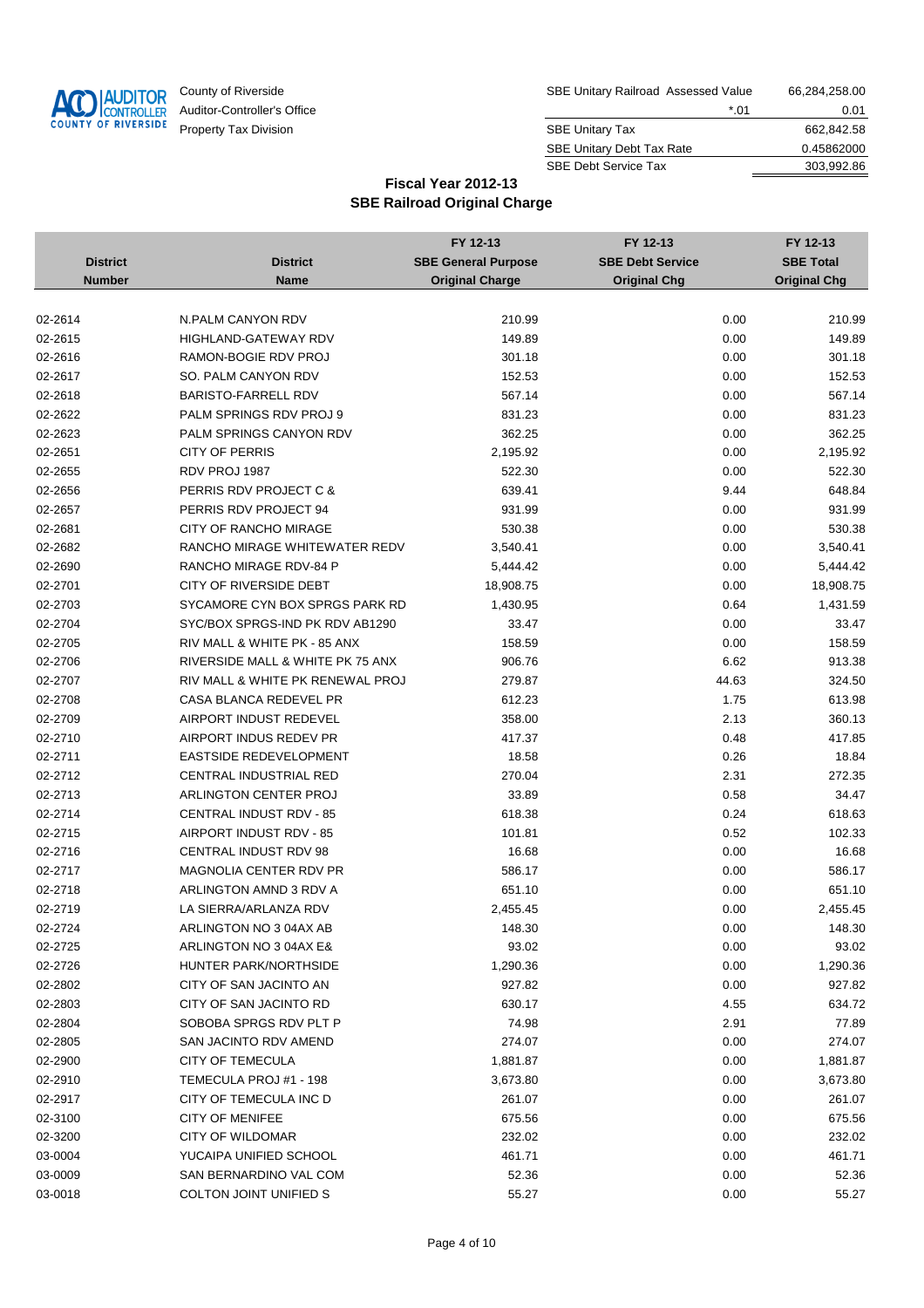County of Riverside
Auditor-Controller's Office
Property Tax Division

| | | |
|---|---|---|
| SBE Unitary Railroad Assessed Value | | 66,284,258.00 |
| | *.01 | 0.01 |
| SBE Unitary Tax | | 662,842.58 |
| SBE Unitary Debt Tax Rate | | 0.45862000 |
| SBE Debt Service Tax | | 303,992.86 |

## Fiscal Year 2012-13
## SBE Railroad Original Charge

| District Number | District Name | FY 12-13 SBE General Purpose Original Charge | FY 12-13 SBE Debt Service Original Chg | FY 12-13 SBE Total Original Chg |
|---|---|---|---|---|
| 02-2614 | N.PALM CANYON RDV | 210.99 | 0.00 | 210.99 |
| 02-2615 | HIGHLAND-GATEWAY RDV | 149.89 | 0.00 | 149.89 |
| 02-2616 | RAMON-BOGIE RDV PROJ | 301.18 | 0.00 | 301.18 |
| 02-2617 | SO. PALM CANYON RDV | 152.53 | 0.00 | 152.53 |
| 02-2618 | BARISTO-FARRELL RDV | 567.14 | 0.00 | 567.14 |
| 02-2622 | PALM SPRINGS RDV PROJ 9 | 831.23 | 0.00 | 831.23 |
| 02-2623 | PALM SPRINGS CANYON RDV | 362.25 | 0.00 | 362.25 |
| 02-2651 | CITY OF PERRIS | 2,195.92 | 0.00 | 2,195.92 |
| 02-2655 | RDV PROJ 1987 | 522.30 | 0.00 | 522.30 |
| 02-2656 | PERRIS RDV PROJECT C & | 639.41 | 9.44 | 648.84 |
| 02-2657 | PERRIS RDV PROJECT 94 | 931.99 | 0.00 | 931.99 |
| 02-2681 | CITY OF RANCHO MIRAGE | 530.38 | 0.00 | 530.38 |
| 02-2682 | RANCHO MIRAGE WHITEWATER REDV | 3,540.41 | 0.00 | 3,540.41 |
| 02-2690 | RANCHO MIRAGE RDV-84 P | 5,444.42 | 0.00 | 5,444.42 |
| 02-2701 | CITY OF RIVERSIDE DEBT | 18,908.75 | 0.00 | 18,908.75 |
| 02-2703 | SYCAMORE CYN BOX SPRGS PARK RD | 1,430.95 | 0.64 | 1,431.59 |
| 02-2704 | SYC/BOX SPRGS-IND PK RDV AB1290 | 33.47 | 0.00 | 33.47 |
| 02-2705 | RIV MALL & WHITE PK - 85 ANX | 158.59 | 0.00 | 158.59 |
| 02-2706 | RIVERSIDE MALL & WHITE PK 75 ANX | 906.76 | 6.62 | 913.38 |
| 02-2707 | RIV MALL & WHITE PK RENEWAL PROJ | 279.87 | 44.63 | 324.50 |
| 02-2708 | CASA BLANCA REDEVEL PR | 612.23 | 1.75 | 613.98 |
| 02-2709 | AIRPORT INDUST REDEVEL | 358.00 | 2.13 | 360.13 |
| 02-2710 | AIRPORT INDUS REDEV PR | 417.37 | 0.48 | 417.85 |
| 02-2711 | EASTSIDE REDEVELOPMENT | 18.58 | 0.26 | 18.84 |
| 02-2712 | CENTRAL INDUSTRIAL RED | 270.04 | 2.31 | 272.35 |
| 02-2713 | ARLINGTON CENTER PROJ | 33.89 | 0.58 | 34.47 |
| 02-2714 | CENTRAL INDUST RDV - 85 | 618.38 | 0.24 | 618.63 |
| 02-2715 | AIRPORT INDUST RDV - 85 | 101.81 | 0.52 | 102.33 |
| 02-2716 | CENTRAL INDUST RDV 98 | 16.68 | 0.00 | 16.68 |
| 02-2717 | MAGNOLIA CENTER RDV PR | 586.17 | 0.00 | 586.17 |
| 02-2718 | ARLINGTON AMND 3 RDV A | 651.10 | 0.00 | 651.10 |
| 02-2719 | LA SIERRA/ARLANZA RDV | 2,455.45 | 0.00 | 2,455.45 |
| 02-2724 | ARLINGTON NO 3 04AX AB | 148.30 | 0.00 | 148.30 |
| 02-2725 | ARLINGTON NO 3 04AX E& | 93.02 | 0.00 | 93.02 |
| 02-2726 | HUNTER PARK/NORTHSIDE | 1,290.36 | 0.00 | 1,290.36 |
| 02-2802 | CITY OF SAN JACINTO AN | 927.82 | 0.00 | 927.82 |
| 02-2803 | CITY OF SAN JACINTO RD | 630.17 | 4.55 | 634.72 |
| 02-2804 | SOBOBA SPRGS RDV PLT P | 74.98 | 2.91 | 77.89 |
| 02-2805 | SAN JACINTO RDV AMEND | 274.07 | 0.00 | 274.07 |
| 02-2900 | CITY OF TEMECULA | 1,881.87 | 0.00 | 1,881.87 |
| 02-2910 | TEMECULA PROJ #1 - 198 | 3,673.80 | 0.00 | 3,673.80 |
| 02-2917 | CITY OF TEMECULA INC D | 261.07 | 0.00 | 261.07 |
| 02-3100 | CITY OF MENIFEE | 675.56 | 0.00 | 675.56 |
| 02-3200 | CITY OF WILDOMAR | 232.02 | 0.00 | 232.02 |
| 03-0004 | YUCAIPA UNIFIED SCHOOL | 461.71 | 0.00 | 461.71 |
| 03-0009 | SAN BERNARDINO VAL COM | 52.36 | 0.00 | 52.36 |
| 03-0018 | COLTON JOINT UNIFIED S | 55.27 | 0.00 | 55.27 |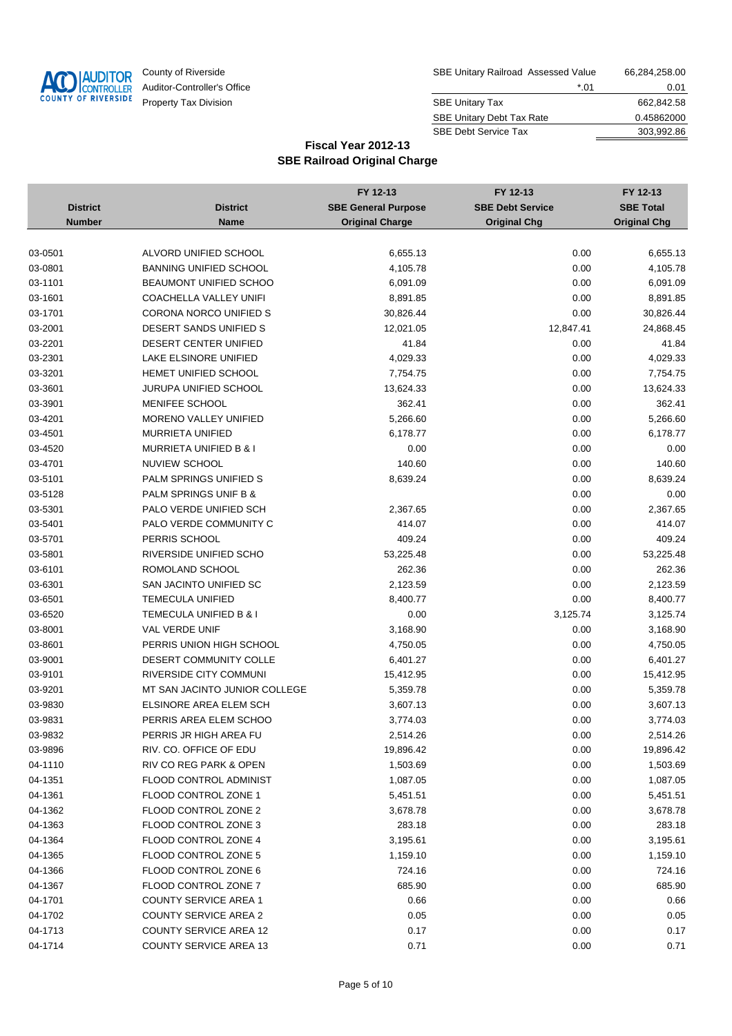County of Riverside
Auditor-Controller's Office
Property Tax Division

| | | |
|---|---|---|
| SBE Unitary Railroad Assessed Value | | 66,284,258.00 |
| | *.01 | 0.01 |
| SBE Unitary Tax | | 662,842.58 |
| SBE Unitary Debt Tax Rate | | 0.45862000 |
| SBE Debt Service Tax | | 303,992.86 |

## Fiscal Year 2012-13
## SBE Railroad Original Charge

| District Number | District Name | FY 12-13 SBE General Purpose Original Charge | FY 12-13 SBE Debt Service Original Chg | FY 12-13 SBE Total Original Chg |
|---|---|---|---|---|
| 03-0501 | ALVORD UNIFIED SCHOOL | 6,655.13 | 0.00 | 6,655.13 |
| 03-0801 | BANNING UNIFIED SCHOOL | 4,105.78 | 0.00 | 4,105.78 |
| 03-1101 | BEAUMONT UNIFIED SCHOO | 6,091.09 | 0.00 | 6,091.09 |
| 03-1601 | COACHELLA VALLEY UNIFI | 8,891.85 | 0.00 | 8,891.85 |
| 03-1701 | CORONA NORCO UNIFIED S | 30,826.44 | 0.00 | 30,826.44 |
| 03-2001 | DESERT SANDS UNIFIED S | 12,021.05 | 12,847.41 | 24,868.45 |
| 03-2201 | DESERT CENTER UNIFIED | 41.84 | 0.00 | 41.84 |
| 03-2301 | LAKE ELSINORE UNIFIED | 4,029.33 | 0.00 | 4,029.33 |
| 03-3201 | HEMET UNIFIED SCHOOL | 7,754.75 | 0.00 | 7,754.75 |
| 03-3601 | JURUPA UNIFIED SCHOOL | 13,624.33 | 0.00 | 13,624.33 |
| 03-3901 | MENIFEE SCHOOL | 362.41 | 0.00 | 362.41 |
| 03-4201 | MORENO VALLEY UNIFIED | 5,266.60 | 0.00 | 5,266.60 |
| 03-4501 | MURRIETA UNIFIED | 6,178.77 | 0.00 | 6,178.77 |
| 03-4520 | MURRIETA UNIFIED B & I | 0.00 | 0.00 | 0.00 |
| 03-4701 | NUVIEW SCHOOL | 140.60 | 0.00 | 140.60 |
| 03-5101 | PALM SPRINGS UNIFIED S | 8,639.24 | 0.00 | 8,639.24 |
| 03-5128 | PALM SPRINGS UNIF B & | | 0.00 | 0.00 |
| 03-5301 | PALO VERDE UNIFIED SCH | 2,367.65 | 0.00 | 2,367.65 |
| 03-5401 | PALO VERDE COMMUNITY C | 414.07 | 0.00 | 414.07 |
| 03-5701 | PERRIS SCHOOL | 409.24 | 0.00 | 409.24 |
| 03-5801 | RIVERSIDE UNIFIED SCHO | 53,225.48 | 0.00 | 53,225.48 |
| 03-6101 | ROMOLAND SCHOOL | 262.36 | 0.00 | 262.36 |
| 03-6301 | SAN JACINTO UNIFIED SC | 2,123.59 | 0.00 | 2,123.59 |
| 03-6501 | TEMECULA UNIFIED | 8,400.77 | 0.00 | 8,400.77 |
| 03-6520 | TEMECULA UNIFIED B & I | 0.00 | 3,125.74 | 3,125.74 |
| 03-8001 | VAL VERDE UNIF | 3,168.90 | 0.00 | 3,168.90 |
| 03-8601 | PERRIS UNION HIGH SCHOOL | 4,750.05 | 0.00 | 4,750.05 |
| 03-9001 | DESERT COMMUNITY COLLE | 6,401.27 | 0.00 | 6,401.27 |
| 03-9101 | RIVERSIDE CITY COMMUNI | 15,412.95 | 0.00 | 15,412.95 |
| 03-9201 | MT SAN JACINTO JUNIOR COLLEGE | 5,359.78 | 0.00 | 5,359.78 |
| 03-9830 | ELSINORE AREA ELEM SCH | 3,607.13 | 0.00 | 3,607.13 |
| 03-9831 | PERRIS AREA ELEM SCHOO | 3,774.03 | 0.00 | 3,774.03 |
| 03-9832 | PERRIS JR HIGH AREA FU | 2,514.26 | 0.00 | 2,514.26 |
| 03-9896 | RIV. CO. OFFICE OF EDU | 19,896.42 | 0.00 | 19,896.42 |
| 04-1110 | RIV CO REG PARK & OPEN | 1,503.69 | 0.00 | 1,503.69 |
| 04-1351 | FLOOD CONTROL ADMINIST | 1,087.05 | 0.00 | 1,087.05 |
| 04-1361 | FLOOD CONTROL ZONE 1 | 5,451.51 | 0.00 | 5,451.51 |
| 04-1362 | FLOOD CONTROL ZONE 2 | 3,678.78 | 0.00 | 3,678.78 |
| 04-1363 | FLOOD CONTROL ZONE 3 | 283.18 | 0.00 | 283.18 |
| 04-1364 | FLOOD CONTROL ZONE 4 | 3,195.61 | 0.00 | 3,195.61 |
| 04-1365 | FLOOD CONTROL ZONE 5 | 1,159.10 | 0.00 | 1,159.10 |
| 04-1366 | FLOOD CONTROL ZONE 6 | 724.16 | 0.00 | 724.16 |
| 04-1367 | FLOOD CONTROL ZONE 7 | 685.90 | 0.00 | 685.90 |
| 04-1701 | COUNTY SERVICE AREA 1 | 0.66 | 0.00 | 0.66 |
| 04-1702 | COUNTY SERVICE AREA 2 | 0.05 | 0.00 | 0.05 |
| 04-1713 | COUNTY SERVICE AREA 12 | 0.17 | 0.00 | 0.17 |
| 04-1714 | COUNTY SERVICE AREA 13 | 0.71 | 0.00 | 0.71 |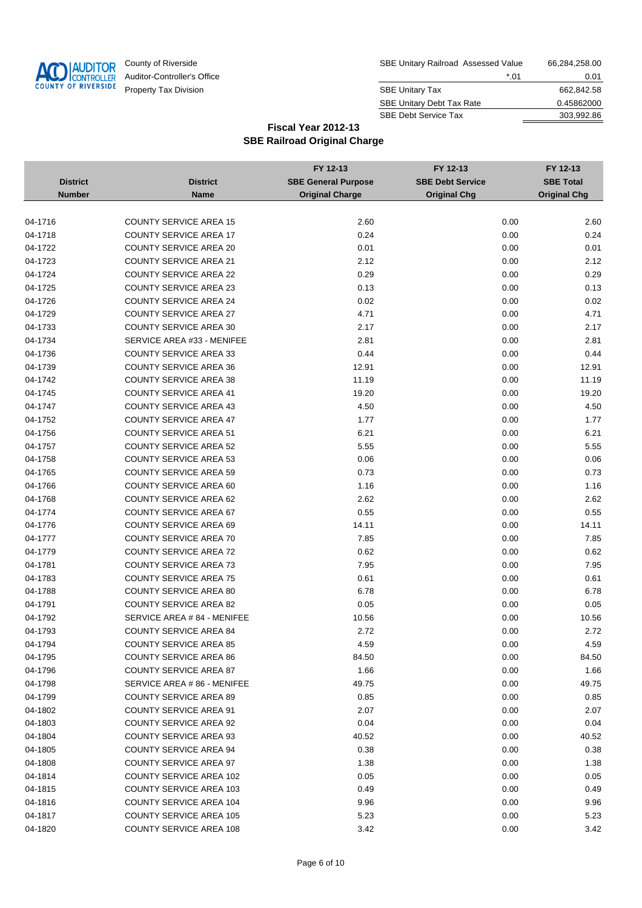County of Riverside
Auditor-Controller's Office
Property Tax Division

| | | |
|---|---|---|
| SBE Unitary Railroad Assessed Value | | 66,284,258.00 |
| | *.01 | 0.01 |
| SBE Unitary Tax | | 662,842.58 |
| SBE Unitary Debt Tax Rate | | 0.45862000 |
| SBE Debt Service Tax | | 303,992.86 |

## Fiscal Year 2012-13
## SBE Railroad Original Charge

| District Number | District Name | FY 12-13 SBE General Purpose Original Charge | FY 12-13 SBE Debt Service Original Chg | FY 12-13 SBE Total Original Chg |
|---|---|---|---|---|
| 04-1716 | COUNTY SERVICE AREA 15 | 2.60 | 0.00 | 2.60 |
| 04-1718 | COUNTY SERVICE AREA 17 | 0.24 | 0.00 | 0.24 |
| 04-1722 | COUNTY SERVICE AREA 20 | 0.01 | 0.00 | 0.01 |
| 04-1723 | COUNTY SERVICE AREA 21 | 2.12 | 0.00 | 2.12 |
| 04-1724 | COUNTY SERVICE AREA 22 | 0.29 | 0.00 | 0.29 |
| 04-1725 | COUNTY SERVICE AREA 23 | 0.13 | 0.00 | 0.13 |
| 04-1726 | COUNTY SERVICE AREA 24 | 0.02 | 0.00 | 0.02 |
| 04-1729 | COUNTY SERVICE AREA 27 | 4.71 | 0.00 | 4.71 |
| 04-1733 | COUNTY SERVICE AREA 30 | 2.17 | 0.00 | 2.17 |
| 04-1734 | SERVICE AREA #33 - MENIFEE | 2.81 | 0.00 | 2.81 |
| 04-1736 | COUNTY SERVICE AREA 33 | 0.44 | 0.00 | 0.44 |
| 04-1739 | COUNTY SERVICE AREA 36 | 12.91 | 0.00 | 12.91 |
| 04-1742 | COUNTY SERVICE AREA 38 | 11.19 | 0.00 | 11.19 |
| 04-1745 | COUNTY SERVICE AREA 41 | 19.20 | 0.00 | 19.20 |
| 04-1747 | COUNTY SERVICE AREA 43 | 4.50 | 0.00 | 4.50 |
| 04-1752 | COUNTY SERVICE AREA 47 | 1.77 | 0.00 | 1.77 |
| 04-1756 | COUNTY SERVICE AREA 51 | 6.21 | 0.00 | 6.21 |
| 04-1757 | COUNTY SERVICE AREA 52 | 5.55 | 0.00 | 5.55 |
| 04-1758 | COUNTY SERVICE AREA 53 | 0.06 | 0.00 | 0.06 |
| 04-1765 | COUNTY SERVICE AREA 59 | 0.73 | 0.00 | 0.73 |
| 04-1766 | COUNTY SERVICE AREA 60 | 1.16 | 0.00 | 1.16 |
| 04-1768 | COUNTY SERVICE AREA 62 | 2.62 | 0.00 | 2.62 |
| 04-1774 | COUNTY SERVICE AREA 67 | 0.55 | 0.00 | 0.55 |
| 04-1776 | COUNTY SERVICE AREA 69 | 14.11 | 0.00 | 14.11 |
| 04-1777 | COUNTY SERVICE AREA 70 | 7.85 | 0.00 | 7.85 |
| 04-1779 | COUNTY SERVICE AREA 72 | 0.62 | 0.00 | 0.62 |
| 04-1781 | COUNTY SERVICE AREA 73 | 7.95 | 0.00 | 7.95 |
| 04-1783 | COUNTY SERVICE AREA 75 | 0.61 | 0.00 | 0.61 |
| 04-1788 | COUNTY SERVICE AREA 80 | 6.78 | 0.00 | 6.78 |
| 04-1791 | COUNTY SERVICE AREA 82 | 0.05 | 0.00 | 0.05 |
| 04-1792 | SERVICE AREA # 84 - MENIFEE | 10.56 | 0.00 | 10.56 |
| 04-1793 | COUNTY SERVICE AREA 84 | 2.72 | 0.00 | 2.72 |
| 04-1794 | COUNTY SERVICE AREA 85 | 4.59 | 0.00 | 4.59 |
| 04-1795 | COUNTY SERVICE AREA 86 | 84.50 | 0.00 | 84.50 |
| 04-1796 | COUNTY SERVICE AREA 87 | 1.66 | 0.00 | 1.66 |
| 04-1798 | SERVICE AREA # 86 - MENIFEE | 49.75 | 0.00 | 49.75 |
| 04-1799 | COUNTY SERVICE AREA 89 | 0.85 | 0.00 | 0.85 |
| 04-1802 | COUNTY SERVICE AREA 91 | 2.07 | 0.00 | 2.07 |
| 04-1803 | COUNTY SERVICE AREA 92 | 0.04 | 0.00 | 0.04 |
| 04-1804 | COUNTY SERVICE AREA 93 | 40.52 | 0.00 | 40.52 |
| 04-1805 | COUNTY SERVICE AREA 94 | 0.38 | 0.00 | 0.38 |
| 04-1808 | COUNTY SERVICE AREA 97 | 1.38 | 0.00 | 1.38 |
| 04-1814 | COUNTY SERVICE AREA 102 | 0.05 | 0.00 | 0.05 |
| 04-1815 | COUNTY SERVICE AREA 103 | 0.49 | 0.00 | 0.49 |
| 04-1816 | COUNTY SERVICE AREA 104 | 9.96 | 0.00 | 9.96 |
| 04-1817 | COUNTY SERVICE AREA 105 | 5.23 | 0.00 | 5.23 |
| 04-1820 | COUNTY SERVICE AREA 108 | 3.42 | 0.00 | 3.42 |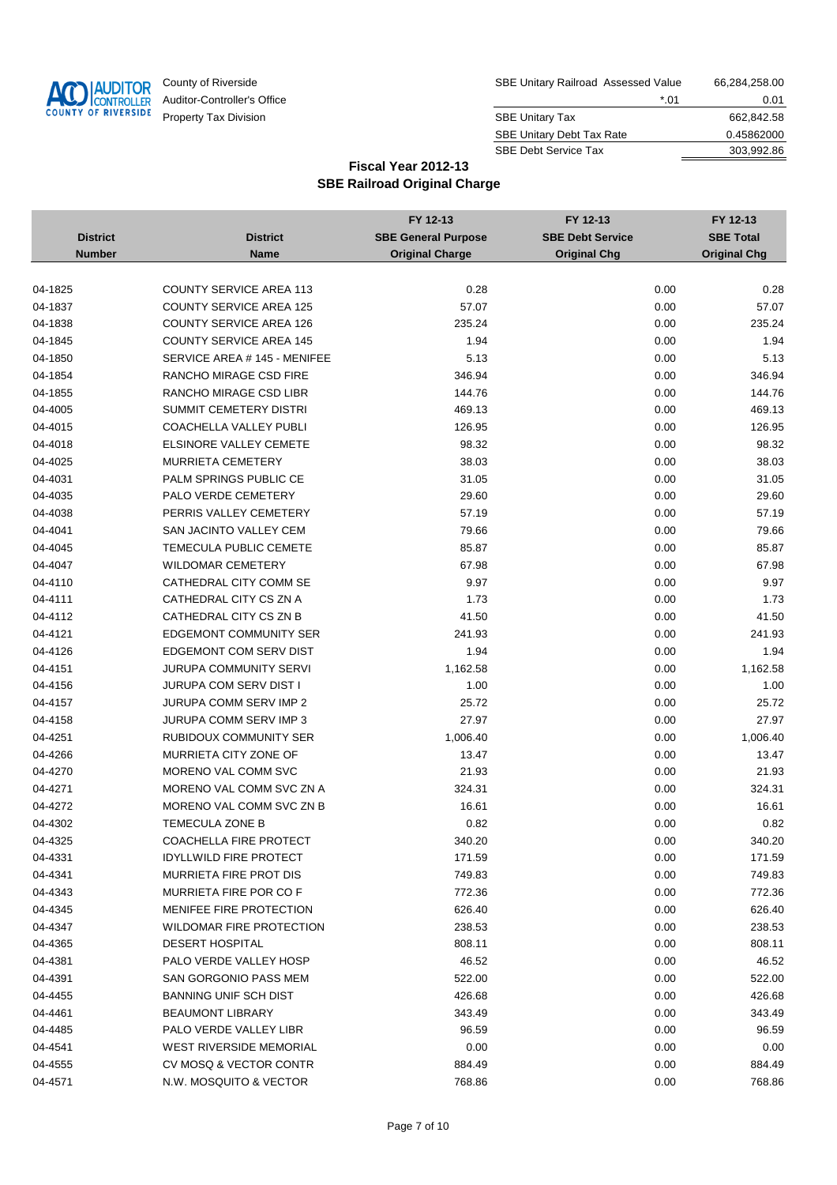County of Riverside
Auditor-Controller's Office
Property Tax Division

| | | |
|---|---|---|
| SBE Unitary Railroad Assessed Value | | 66,284,258.00 |
| | *.01 | 0.01 |
| SBE Unitary Tax | | 662,842.58 |
| SBE Unitary Debt Tax Rate | | 0.45862000 |
| SBE Debt Service Tax | | 303,992.86 |

## Fiscal Year 2012-13
## SBE Railroad Original Charge

| District Number | District Name | FY 12-13 SBE General Purpose Original Charge | FY 12-13 SBE Debt Service Original Chg | FY 12-13 SBE Total Original Chg |
|---|---|---|---|---|
| 04-1825 | COUNTY SERVICE AREA 113 | 0.28 | 0.00 | 0.28 |
| 04-1837 | COUNTY SERVICE AREA 125 | 57.07 | 0.00 | 57.07 |
| 04-1838 | COUNTY SERVICE AREA 126 | 235.24 | 0.00 | 235.24 |
| 04-1845 | COUNTY SERVICE AREA 145 | 1.94 | 0.00 | 1.94 |
| 04-1850 | SERVICE AREA # 145 - MENIFEE | 5.13 | 0.00 | 5.13 |
| 04-1854 | RANCHO MIRAGE CSD FIRE | 346.94 | 0.00 | 346.94 |
| 04-1855 | RANCHO MIRAGE CSD LIBR | 144.76 | 0.00 | 144.76 |
| 04-4005 | SUMMIT CEMETERY DISTRI | 469.13 | 0.00 | 469.13 |
| 04-4015 | COACHELLA VALLEY PUBLI | 126.95 | 0.00 | 126.95 |
| 04-4018 | ELSINORE VALLEY CEMETE | 98.32 | 0.00 | 98.32 |
| 04-4025 | MURRIETA CEMETERY | 38.03 | 0.00 | 38.03 |
| 04-4031 | PALM SPRINGS PUBLIC CE | 31.05 | 0.00 | 31.05 |
| 04-4035 | PALO VERDE CEMETERY | 29.60 | 0.00 | 29.60 |
| 04-4038 | PERRIS VALLEY CEMETERY | 57.19 | 0.00 | 57.19 |
| 04-4041 | SAN JACINTO VALLEY CEM | 79.66 | 0.00 | 79.66 |
| 04-4045 | TEMECULA PUBLIC CEMETE | 85.87 | 0.00 | 85.87 |
| 04-4047 | WILDOMAR CEMETERY | 67.98 | 0.00 | 67.98 |
| 04-4110 | CATHEDRAL CITY COMM SE | 9.97 | 0.00 | 9.97 |
| 04-4111 | CATHEDRAL CITY CS ZN A | 1.73 | 0.00 | 1.73 |
| 04-4112 | CATHEDRAL CITY CS ZN B | 41.50 | 0.00 | 41.50 |
| 04-4121 | EDGEMONT COMMUNITY SER | 241.93 | 0.00 | 241.93 |
| 04-4126 | EDGEMONT COM SERV DIST | 1.94 | 0.00 | 1.94 |
| 04-4151 | JURUPA COMMUNITY SERVI | 1,162.58 | 0.00 | 1,162.58 |
| 04-4156 | JURUPA COM SERV DIST I | 1.00 | 0.00 | 1.00 |
| 04-4157 | JURUPA COMM SERV IMP 2 | 25.72 | 0.00 | 25.72 |
| 04-4158 | JURUPA COMM SERV IMP 3 | 27.97 | 0.00 | 27.97 |
| 04-4251 | RUBIDOUX COMMUNITY SER | 1,006.40 | 0.00 | 1,006.40 |
| 04-4266 | MURRIETA CITY ZONE OF | 13.47 | 0.00 | 13.47 |
| 04-4270 | MORENO VAL COMM SVC | 21.93 | 0.00 | 21.93 |
| 04-4271 | MORENO VAL COMM SVC ZN A | 324.31 | 0.00 | 324.31 |
| 04-4272 | MORENO VAL COMM SVC ZN B | 16.61 | 0.00 | 16.61 |
| 04-4302 | TEMECULA ZONE B | 0.82 | 0.00 | 0.82 |
| 04-4325 | COACHELLA FIRE PROTECT | 340.20 | 0.00 | 340.20 |
| 04-4331 | IDYLLWILD FIRE PROTECT | 171.59 | 0.00 | 171.59 |
| 04-4341 | MURRIETA FIRE PROT DIS | 749.83 | 0.00 | 749.83 |
| 04-4343 | MURRIETA FIRE POR CO F | 772.36 | 0.00 | 772.36 |
| 04-4345 | MENIFEE FIRE PROTECTION | 626.40 | 0.00 | 626.40 |
| 04-4347 | WILDOMAR FIRE PROTECTION | 238.53 | 0.00 | 238.53 |
| 04-4365 | DESERT HOSPITAL | 808.11 | 0.00 | 808.11 |
| 04-4381 | PALO VERDE VALLEY HOSP | 46.52 | 0.00 | 46.52 |
| 04-4391 | SAN GORGONIO PASS MEM | 522.00 | 0.00 | 522.00 |
| 04-4455 | BANNING UNIF SCH DIST | 426.68 | 0.00 | 426.68 |
| 04-4461 | BEAUMONT LIBRARY | 343.49 | 0.00 | 343.49 |
| 04-4485 | PALO VERDE VALLEY LIBR | 96.59 | 0.00 | 96.59 |
| 04-4541 | WEST RIVERSIDE MEMORIAL | 0.00 | 0.00 | 0.00 |
| 04-4555 | CV MOSQ & VECTOR CONTR | 884.49 | 0.00 | 884.49 |
| 04-4571 | N.W. MOSQUITO & VECTOR | 768.86 | 0.00 | 768.86 |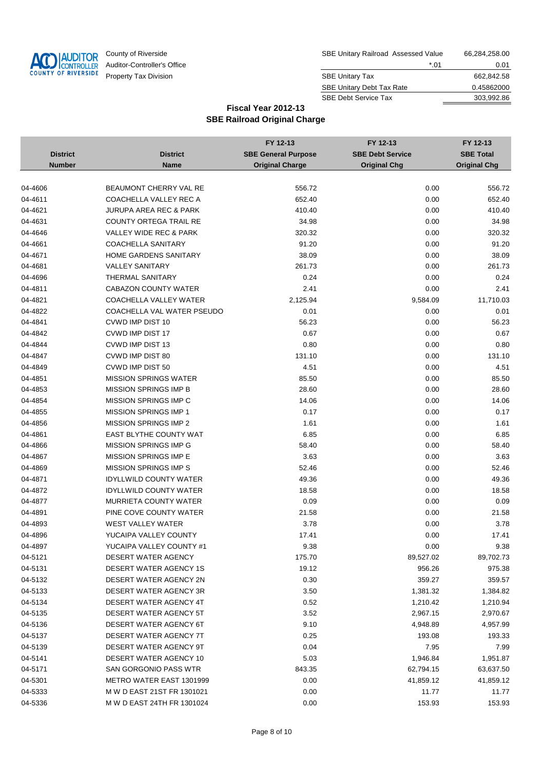County of Riverside
Auditor-Controller's Office
Property Tax Division

| | |
|---|---|
| SBE Unitary Railroad Assessed Value | 66,284,258.00 |
| *.01 | 0.01 |
| SBE Unitary Tax | 662,842.58 |
| SBE Unitary Debt Tax Rate | 0.45862000 |
| SBE Debt Service Tax | 303,992.86 |

## Fiscal Year 2012-13
## SBE Railroad Original Charge

| District Number | District Name | FY 12-13 SBE General Purpose Original Charge | FY 12-13 SBE Debt Service Original Chg | FY 12-13 SBE Total Original Chg |
|---|---|---|---|---|
| 04-4606 | BEAUMONT CHERRY VAL RE | 556.72 | 0.00 | 556.72 |
| 04-4611 | COACHELLA VALLEY REC A | 652.40 | 0.00 | 652.40 |
| 04-4621 | JURUPA AREA REC & PARK | 410.40 | 0.00 | 410.40 |
| 04-4631 | COUNTY ORTEGA TRAIL RE | 34.98 | 0.00 | 34.98 |
| 04-4646 | VALLEY WIDE REC & PARK | 320.32 | 0.00 | 320.32 |
| 04-4661 | COACHELLA SANITARY | 91.20 | 0.00 | 91.20 |
| 04-4671 | HOME GARDENS SANITARY | 38.09 | 0.00 | 38.09 |
| 04-4681 | VALLEY SANITARY | 261.73 | 0.00 | 261.73 |
| 04-4696 | THERMAL SANITARY | 0.24 | 0.00 | 0.24 |
| 04-4811 | CABAZON COUNTY WATER | 2.41 | 0.00 | 2.41 |
| 04-4821 | COACHELLA VALLEY WATER | 2,125.94 | 9,584.09 | 11,710.03 |
| 04-4822 | COACHELLA VAL WATER PSEUDO | 0.01 | 0.00 | 0.01 |
| 04-4841 | CVWD IMP DIST 10 | 56.23 | 0.00 | 56.23 |
| 04-4842 | CVWD IMP DIST 17 | 0.67 | 0.00 | 0.67 |
| 04-4844 | CVWD IMP DIST 13 | 0.80 | 0.00 | 0.80 |
| 04-4847 | CVWD IMP DIST 80 | 131.10 | 0.00 | 131.10 |
| 04-4849 | CVWD IMP DIST 50 | 4.51 | 0.00 | 4.51 |
| 04-4851 | MISSION SPRINGS WATER | 85.50 | 0.00 | 85.50 |
| 04-4853 | MISSION SPRINGS IMP B | 28.60 | 0.00 | 28.60 |
| 04-4854 | MISSION SPRINGS IMP C | 14.06 | 0.00 | 14.06 |
| 04-4855 | MISSION SPRINGS IMP 1 | 0.17 | 0.00 | 0.17 |
| 04-4856 | MISSION SPRINGS IMP 2 | 1.61 | 0.00 | 1.61 |
| 04-4861 | EAST BLYTHE COUNTY WAT | 6.85 | 0.00 | 6.85 |
| 04-4866 | MISSION SPRINGS IMP G | 58.40 | 0.00 | 58.40 |
| 04-4867 | MISSION SPRINGS IMP E | 3.63 | 0.00 | 3.63 |
| 04-4869 | MISSION SPRINGS IMP S | 52.46 | 0.00 | 52.46 |
| 04-4871 | IDYLLWILD COUNTY WATER | 49.36 | 0.00 | 49.36 |
| 04-4872 | IDYLLWILD COUNTY WATER | 18.58 | 0.00 | 18.58 |
| 04-4877 | MURRIETA COUNTY WATER | 0.09 | 0.00 | 0.09 |
| 04-4891 | PINE COVE COUNTY WATER | 21.58 | 0.00 | 21.58 |
| 04-4893 | WEST VALLEY WATER | 3.78 | 0.00 | 3.78 |
| 04-4896 | YUCAIPA VALLEY COUNTY | 17.41 | 0.00 | 17.41 |
| 04-4897 | YUCAIPA VALLEY COUNTY #1 | 9.38 | 0.00 | 9.38 |
| 04-5121 | DESERT WATER AGENCY | 175.70 | 89,527.02 | 89,702.73 |
| 04-5131 | DESERT WATER AGENCY 1S | 19.12 | 956.26 | 975.38 |
| 04-5132 | DESERT WATER AGENCY 2N | 0.30 | 359.27 | 359.57 |
| 04-5133 | DESERT WATER AGENCY 3R | 3.50 | 1,381.32 | 1,384.82 |
| 04-5134 | DESERT WATER AGENCY 4T | 0.52 | 1,210.42 | 1,210.94 |
| 04-5135 | DESERT WATER AGENCY 5T | 3.52 | 2,967.15 | 2,970.67 |
| 04-5136 | DESERT WATER AGENCY 6T | 9.10 | 4,948.89 | 4,957.99 |
| 04-5137 | DESERT WATER AGENCY 7T | 0.25 | 193.08 | 193.33 |
| 04-5139 | DESERT WATER AGENCY 9T | 0.04 | 7.95 | 7.99 |
| 04-5141 | DESERT WATER AGENCY 10 | 5.03 | 1,946.84 | 1,951.87 |
| 04-5171 | SAN GORGONIO PASS WTR | 843.35 | 62,794.15 | 63,637.50 |
| 04-5301 | METRO WATER EAST 1301999 | 0.00 | 41,859.12 | 41,859.12 |
| 04-5333 | M W D EAST 21ST FR 1301021 | 0.00 | 11.77 | 11.77 |
| 04-5336 | M W D EAST 24TH FR 1301024 | 0.00 | 153.93 | 153.93 |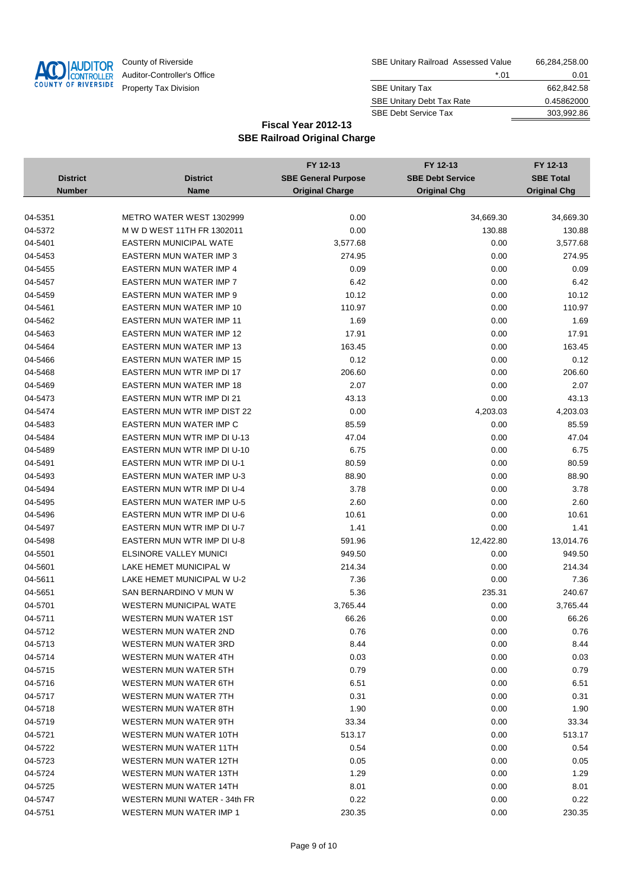County of Riverside
Auditor-Controller's Office
Property Tax Division

| | | |
|---|---|---|
| SBE Unitary Railroad Assessed Value | | 66,284,258.00 |
| | *.01 | 0.01 |
| SBE Unitary Tax | | 662,842.58 |
| SBE Unitary Debt Tax Rate | | 0.45862000 |
| SBE Debt Service Tax | | 303,992.86 |

## Fiscal Year 2012-13
## SBE Railroad Original Charge

| District Number | District Name | FY 12-13 SBE General Purpose Original Charge | FY 12-13 SBE Debt Service Original Chg | FY 12-13 SBE Total Original Chg |
|---|---|---|---|---|
| 04-5351 | METRO WATER WEST 1302999 | 0.00 | 34,669.30 | 34,669.30 |
| 04-5372 | M W D WEST 11TH FR 1302011 | 0.00 | 130.88 | 130.88 |
| 04-5401 | EASTERN MUNICIPAL WATE | 3,577.68 | 0.00 | 3,577.68 |
| 04-5453 | EASTERN MUN WATER IMP 3 | 274.95 | 0.00 | 274.95 |
| 04-5455 | EASTERN MUN WATER IMP 4 | 0.09 | 0.00 | 0.09 |
| 04-5457 | EASTERN MUN WATER IMP 7 | 6.42 | 0.00 | 6.42 |
| 04-5459 | EASTERN MUN WATER IMP 9 | 10.12 | 0.00 | 10.12 |
| 04-5461 | EASTERN MUN WATER IMP 10 | 110.97 | 0.00 | 110.97 |
| 04-5462 | EASTERN MUN WATER IMP 11 | 1.69 | 0.00 | 1.69 |
| 04-5463 | EASTERN MUN WATER IMP 12 | 17.91 | 0.00 | 17.91 |
| 04-5464 | EASTERN MUN WATER IMP 13 | 163.45 | 0.00 | 163.45 |
| 04-5466 | EASTERN MUN WATER IMP 15 | 0.12 | 0.00 | 0.12 |
| 04-5468 | EASTERN MUN WTR IMP DI 17 | 206.60 | 0.00 | 206.60 |
| 04-5469 | EASTERN MUN WATER IMP 18 | 2.07 | 0.00 | 2.07 |
| 04-5473 | EASTERN MUN WTR IMP DI 21 | 43.13 | 0.00 | 43.13 |
| 04-5474 | EASTERN MUN WTR IMP DIST 22 | 0.00 | 4,203.03 | 4,203.03 |
| 04-5483 | EASTERN MUN WATER IMP C | 85.59 | 0.00 | 85.59 |
| 04-5484 | EASTERN MUN WTR IMP DI U-13 | 47.04 | 0.00 | 47.04 |
| 04-5489 | EASTERN MUN WTR IMP DI U-10 | 6.75 | 0.00 | 6.75 |
| 04-5491 | EASTERN MUN WTR IMP DI U-1 | 80.59 | 0.00 | 80.59 |
| 04-5493 | EASTERN MUN WATER IMP U-3 | 88.90 | 0.00 | 88.90 |
| 04-5494 | EASTERN MUN WTR IMP DI U-4 | 3.78 | 0.00 | 3.78 |
| 04-5495 | EASTERN MUN WATER IMP U-5 | 2.60 | 0.00 | 2.60 |
| 04-5496 | EASTERN MUN WTR IMP DI U-6 | 10.61 | 0.00 | 10.61 |
| 04-5497 | EASTERN MUN WTR IMP DI U-7 | 1.41 | 0.00 | 1.41 |
| 04-5498 | EASTERN MUN WTR IMP DI U-8 | 591.96 | 12,422.80 | 13,014.76 |
| 04-5501 | ELSINORE VALLEY MUNICI | 949.50 | 0.00 | 949.50 |
| 04-5601 | LAKE HEMET MUNICIPAL W | 214.34 | 0.00 | 214.34 |
| 04-5611 | LAKE HEMET MUNICIPAL W U-2 | 7.36 | 0.00 | 7.36 |
| 04-5651 | SAN BERNARDINO V MUN W | 5.36 | 235.31 | 240.67 |
| 04-5701 | WESTERN MUNICIPAL WATE | 3,765.44 | 0.00 | 3,765.44 |
| 04-5711 | WESTERN MUN WATER 1ST | 66.26 | 0.00 | 66.26 |
| 04-5712 | WESTERN MUN WATER 2ND | 0.76 | 0.00 | 0.76 |
| 04-5713 | WESTERN MUN WATER 3RD | 8.44 | 0.00 | 8.44 |
| 04-5714 | WESTERN MUN WATER 4TH | 0.03 | 0.00 | 0.03 |
| 04-5715 | WESTERN MUN WATER 5TH | 0.79 | 0.00 | 0.79 |
| 04-5716 | WESTERN MUN WATER 6TH | 6.51 | 0.00 | 6.51 |
| 04-5717 | WESTERN MUN WATER 7TH | 0.31 | 0.00 | 0.31 |
| 04-5718 | WESTERN MUN WATER 8TH | 1.90 | 0.00 | 1.90 |
| 04-5719 | WESTERN MUN WATER 9TH | 33.34 | 0.00 | 33.34 |
| 04-5721 | WESTERN MUN WATER 10TH | 513.17 | 0.00 | 513.17 |
| 04-5722 | WESTERN MUN WATER 11TH | 0.54 | 0.00 | 0.54 |
| 04-5723 | WESTERN MUN WATER 12TH | 0.05 | 0.00 | 0.05 |
| 04-5724 | WESTERN MUN WATER 13TH | 1.29 | 0.00 | 1.29 |
| 04-5725 | WESTERN MUN WATER 14TH | 8.01 | 0.00 | 8.01 |
| 04-5747 | WESTERN MUNI WATER - 34th FR | 0.22 | 0.00 | 0.22 |
| 04-5751 | WESTERN MUN WATER IMP 1 | 230.35 | 0.00 | 230.35 |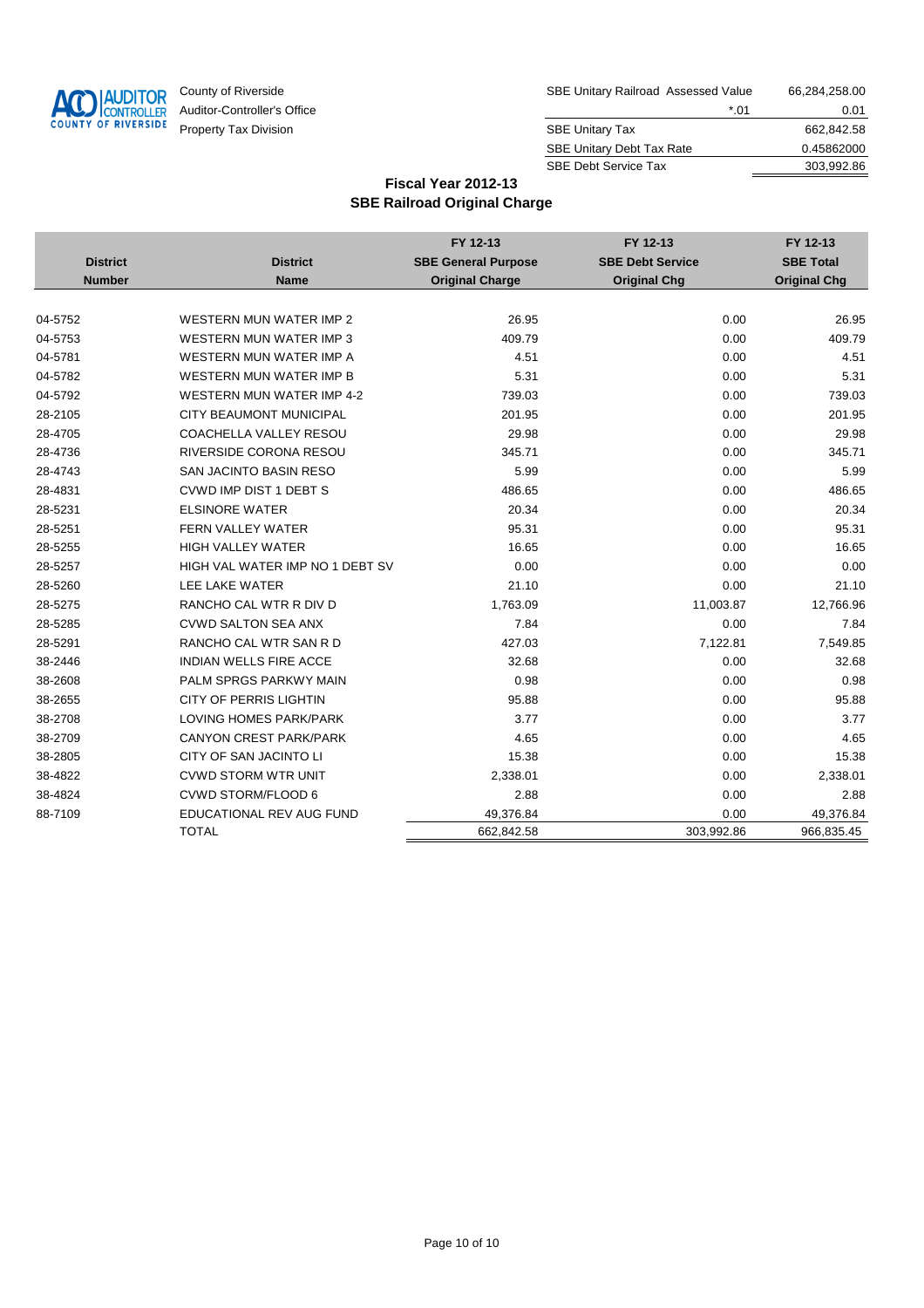County of Riverside
Auditor-Controller's Office
Property Tax Division

| | | |
|---|---|---|
| SBE Unitary Railroad Assessed Value | | 66,284,258.00 |
| | *.01 | 0.01 |
| SBE Unitary Tax | | 662,842.58 |
| SBE Unitary Debt Tax Rate | | 0.45862000 |
| SBE Debt Service Tax | | 303,992.86 |

## Fiscal Year 2012-13
## SBE Railroad Original Charge

| District Number | District Name | FY 12-13 SBE General Purpose Original Charge | FY 12-13 SBE Debt Service Original Chg | FY 12-13 SBE Total Original Chg |
|---|---|---|---|---|
| 04-5752 | WESTERN MUN WATER IMP 2 | 26.95 | 0.00 | 26.95 |
| 04-5753 | WESTERN MUN WATER IMP 3 | 409.79 | 0.00 | 409.79 |
| 04-5781 | WESTERN MUN WATER IMP A | 4.51 | 0.00 | 4.51 |
| 04-5782 | WESTERN MUN WATER IMP B | 5.31 | 0.00 | 5.31 |
| 04-5792 | WESTERN MUN WATER IMP 4-2 | 739.03 | 0.00 | 739.03 |
| 28-2105 | CITY BEAUMONT MUNICIPAL | 201.95 | 0.00 | 201.95 |
| 28-4705 | COACHELLA VALLEY RESOU | 29.98 | 0.00 | 29.98 |
| 28-4736 | RIVERSIDE CORONA RESOU | 345.71 | 0.00 | 345.71 |
| 28-4743 | SAN JACINTO BASIN RESO | 5.99 | 0.00 | 5.99 |
| 28-4831 | CVWD IMP DIST 1 DEBT S | 486.65 | 0.00 | 486.65 |
| 28-5231 | ELSINORE WATER | 20.34 | 0.00 | 20.34 |
| 28-5251 | FERN VALLEY WATER | 95.31 | 0.00 | 95.31 |
| 28-5255 | HIGH VALLEY WATER | 16.65 | 0.00 | 16.65 |
| 28-5257 | HIGH VAL WATER IMP NO 1 DEBT SV | 0.00 | 0.00 | 0.00 |
| 28-5260 | LEE LAKE WATER | 21.10 | 0.00 | 21.10 |
| 28-5275 | RANCHO CAL WTR R DIV D | 1,763.09 | 11,003.87 | 12,766.96 |
| 28-5285 | CVWD SALTON SEA ANX | 7.84 | 0.00 | 7.84 |
| 28-5291 | RANCHO CAL WTR SAN R D | 427.03 | 7,122.81 | 7,549.85 |
| 38-2446 | INDIAN WELLS FIRE ACCE | 32.68 | 0.00 | 32.68 |
| 38-2608 | PALM SPRGS PARKWY MAIN | 0.98 | 0.00 | 0.98 |
| 38-2655 | CITY OF PERRIS LIGHTIN | 95.88 | 0.00 | 95.88 |
| 38-2708 | LOVING HOMES PARK/PARK | 3.77 | 0.00 | 3.77 |
| 38-2709 | CANYON CREST PARK/PARK | 4.65 | 0.00 | 4.65 |
| 38-2805 | CITY OF SAN JACINTO LI | 15.38 | 0.00 | 15.38 |
| 38-4822 | CVWD STORM WTR UNIT | 2,338.01 | 0.00 | 2,338.01 |
| 38-4824 | CVWD STORM/FLOOD 6 | 2.88 | 0.00 | 2.88 |
| 88-7109 | EDUCATIONAL REV AUG FUND | 49,376.84 | 0.00 | 49,376.84 |
| | TOTAL | 662,842.58 | 303,992.86 | 966,835.45 |